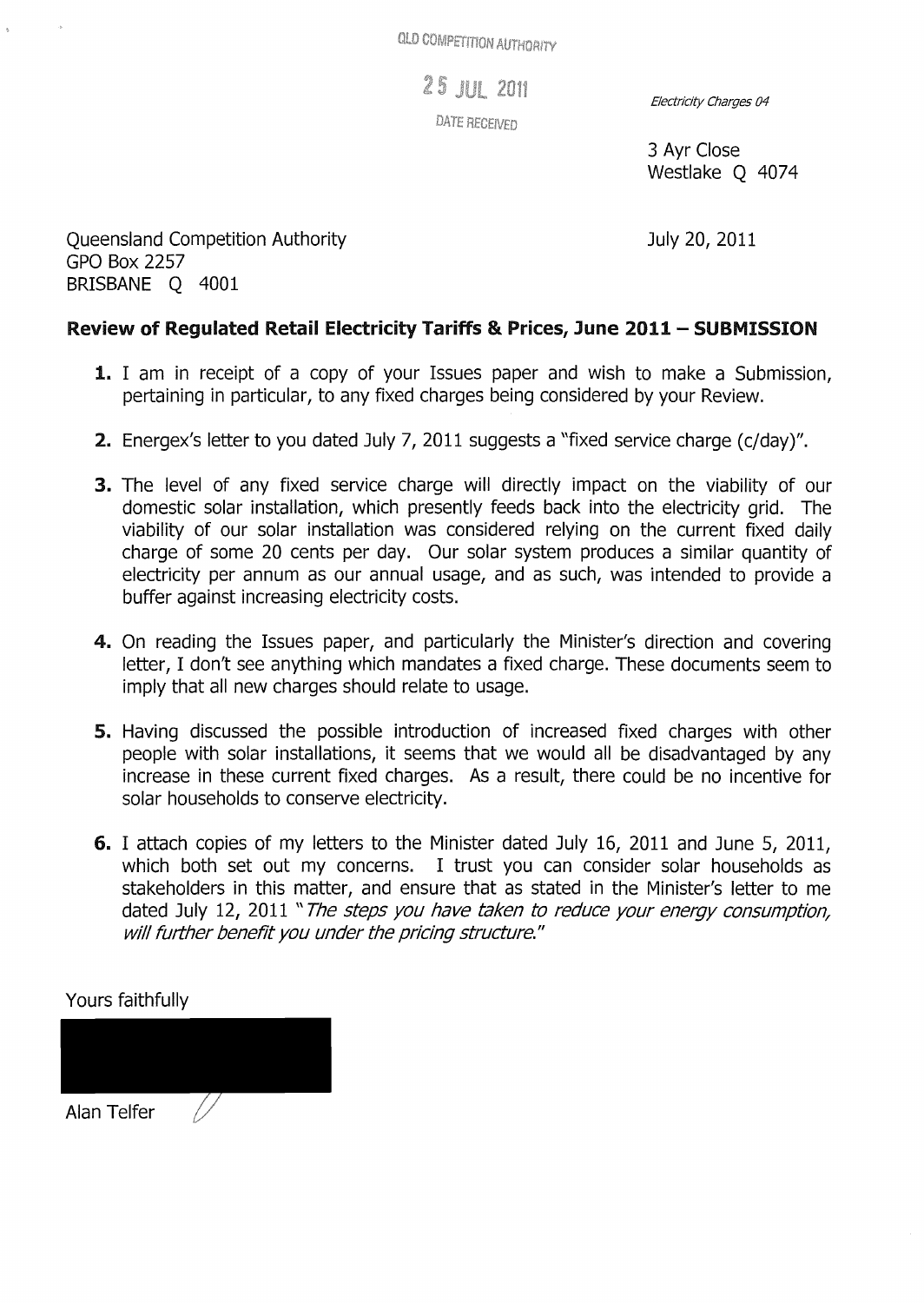QLD COMPETITION AUTHORITY

25 JUL 2011

DATE RECEIVED

*Electricity Charges 04*

3 Ayr Close
Westlake Q 4074

Queensland Competition Authority
GPO Box 2257
BRISBANE Q 4001

July 20, 2011

**Review of Regulated Retail Electricity Tariffs & Prices, June 2011 – SUBMISSION**

**1.** I am in receipt of a copy of your Issues paper and wish to make a Submission, pertaining in particular, to any fixed charges being considered by your Review.

**2.** Energex's letter to you dated July 7, 2011 suggests a "fixed service charge (c/day)".

**3.** The level of any fixed service charge will directly impact on the viability of our domestic solar installation, which presently feeds back into the electricity grid. The viability of our solar installation was considered relying on the current fixed daily charge of some 20 cents per day. Our solar system produces a similar quantity of electricity per annum as our annual usage, and as such, was intended to provide a buffer against increasing electricity costs.

**4.** On reading the Issues paper, and particularly the Minister's direction and covering letter, I don't see anything which mandates a fixed charge. These documents seem to imply that all new charges should relate to usage.

**5.** Having discussed the possible introduction of increased fixed charges with other people with solar installations, it seems that we would all be disadvantaged by any increase in these current fixed charges. As a result, there could be no incentive for solar households to conserve electricity.

**6.** I attach copies of my letters to the Minister dated July 16, 2011 and June 5, 2011, which both set out my concerns. I trust you can consider solar households as stakeholders in this matter, and ensure that as stated in the Minister's letter to me dated July 12, 2011 "*The steps you have taken to reduce your energy consumption, will further benefit you under the pricing structure.*"

Yours faithfully

Alan Telfer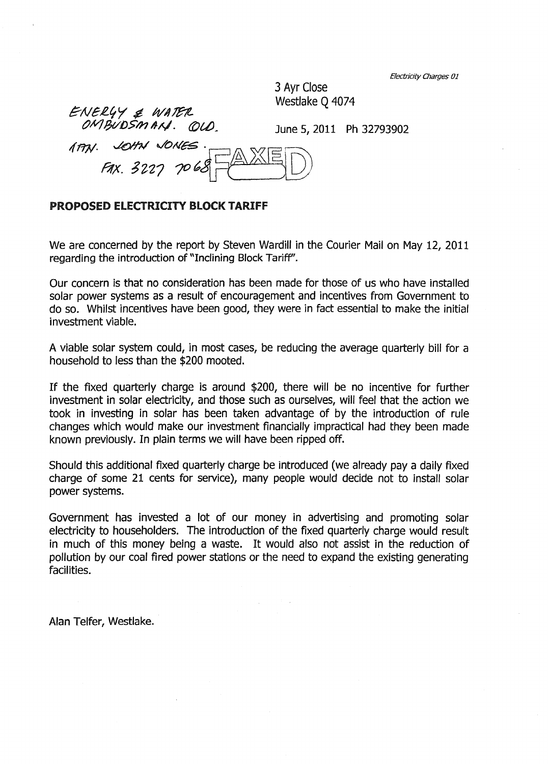*Electricity Charges 01*

3 Ayr Close
Westlake Q 4074

ENERGY & WATER
OMBUDSMAN. QLD.

June 5, 2011 Ph 32793902

ATTN. JOHN JONES.
FAX. 3227 7068

FAXED

**PROPOSED ELECTRICITY BLOCK TARIFF**

We are concerned by the report by Steven Wardill in the Courier Mail on May 12, 2011 regarding the introduction of "Inclining Block Tariff".

Our concern is that no consideration has been made for those of us who have installed solar power systems as a result of encouragement and incentives from Government to do so. Whilst incentives have been good, they were in fact essential to make the initial investment viable.

A viable solar system could, in most cases, be reducing the average quarterly bill for a household to less than the $200 mooted.

If the fixed quarterly charge is around $200, there will be no incentive for further investment in solar electricity, and those such as ourselves, will feel that the action we took in investing in solar has been taken advantage of by the introduction of rule changes which would make our investment financially impractical had they been made known previously. In plain terms we will have been ripped off.

Should this additional fixed quarterly charge be introduced (we already pay a daily fixed charge of some 21 cents for service), many people would decide not to install solar power systems.

Government has invested a lot of our money in advertising and promoting solar electricity to householders. The introduction of the fixed quarterly charge would result in much of this money being a waste. It would also not assist in the reduction of pollution by our coal fired power stations or the need to expand the existing generating facilities.

Alan Telfer, Westlake.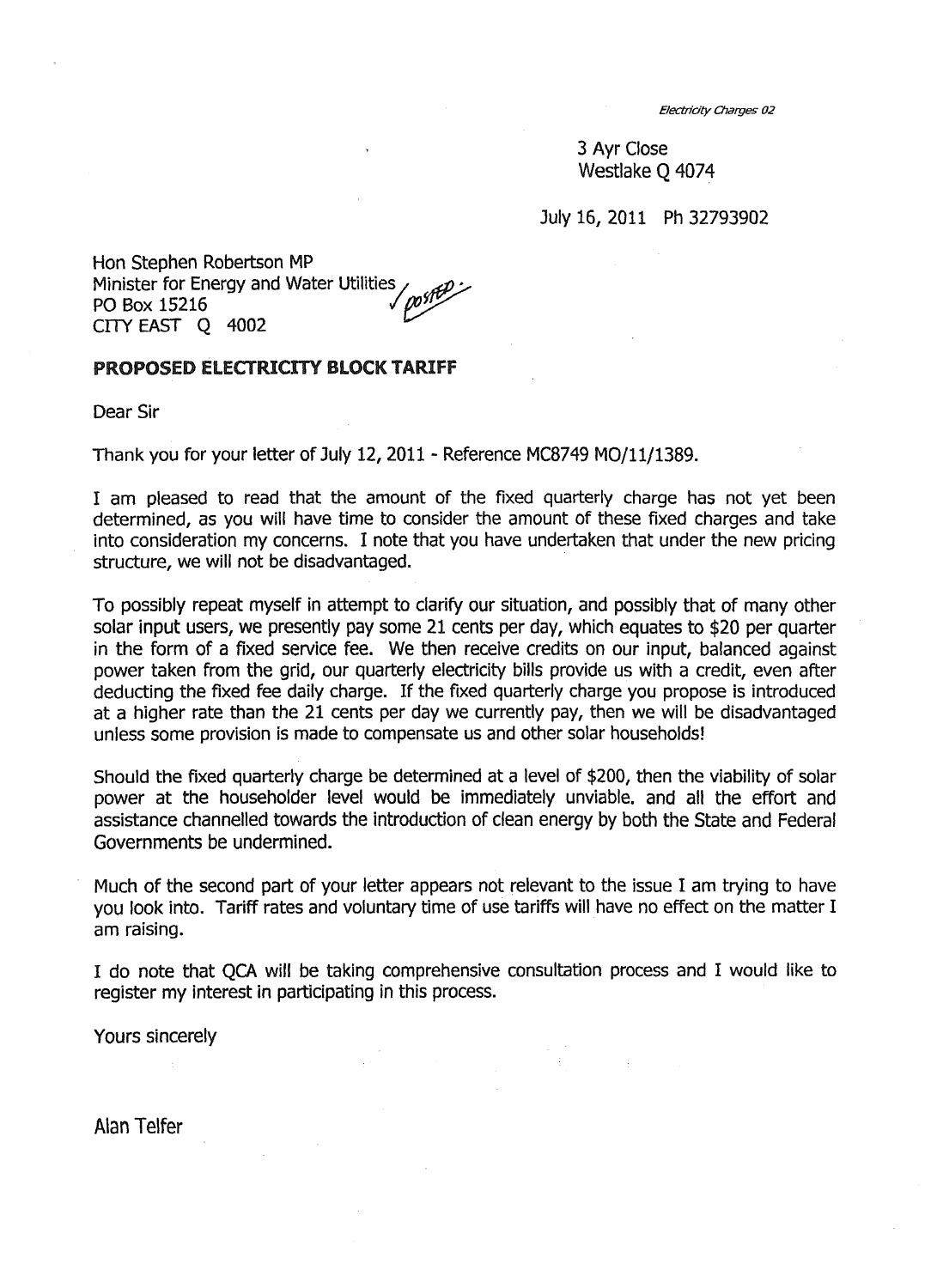*Electricity Charges 02*

3 Ayr Close
Westlake Q 4074

July 16, 2011 Ph 32793902

Hon Stephen Robertson MP
Minister for Energy and Water Utilities ✓ posted.
PO Box 15216
CITY EAST Q 4002

**PROPOSED ELECTRICITY BLOCK TARIFF**

Dear Sir

Thank you for your letter of July 12, 2011 - Reference MC8749 MO/11/1389.

I am pleased to read that the amount of the fixed quarterly charge has not yet been determined, as you will have time to consider the amount of these fixed charges and take into consideration my concerns. I note that you have undertaken that under the new pricing structure, we will not be disadvantaged.

To possibly repeat myself in attempt to clarify our situation, and possibly that of many other solar input users, we presently pay some 21 cents per day, which equates to $20 per quarter in the form of a fixed service fee. We then receive credits on our input, balanced against power taken from the grid, our quarterly electricity bills provide us with a credit, even after deducting the fixed fee daily charge. If the fixed quarterly charge you propose is introduced at a higher rate than the 21 cents per day we currently pay, then we will be disadvantaged unless some provision is made to compensate us and other solar households!

Should the fixed quarterly charge be determined at a level of $200, then the viability of solar power at the householder level would be immediately unviable. and all the effort and assistance channelled towards the introduction of clean energy by both the State and Federal Governments be undermined.

Much of the second part of your letter appears not relevant to the issue I am trying to have you look into. Tariff rates and voluntary time of use tariffs will have no effect on the matter I am raising.

I do note that QCA will be taking comprehensive consultation process and I would like to register my interest in participating in this process.

Yours sincerely

Alan Telfer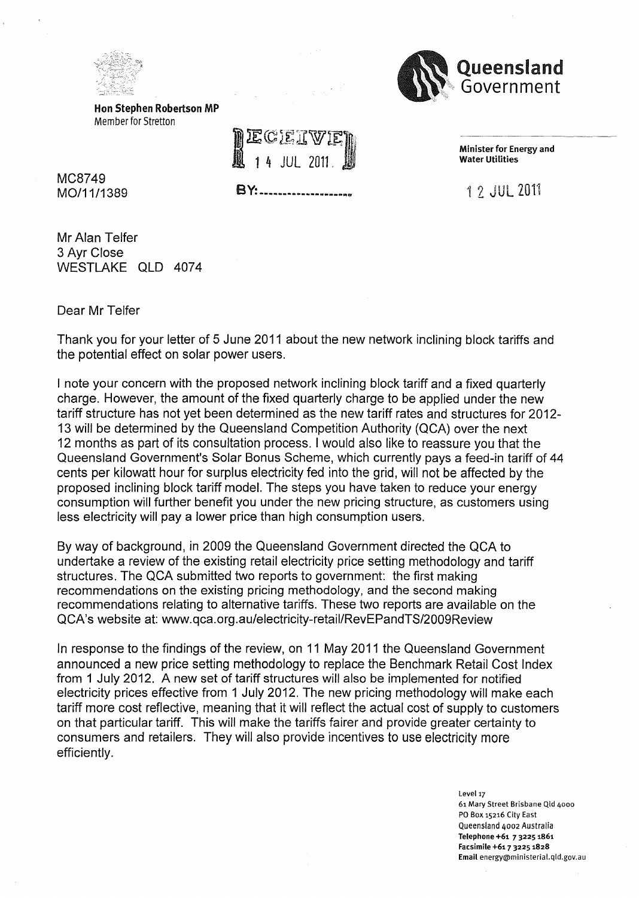**Hon Stephen Robertson MP**
Member for Stretton

**Queensland Government**

RECEIVED
14 JUL 2011
BY:

**Minister for Energy and Water Utilities**

12 JUL 2011

MC8749
MO/11/1389

Mr Alan Telfer
3 Ayr Close
WESTLAKE QLD 4074

Dear Mr Telfer

Thank you for your letter of 5 June 2011 about the new network inclining block tariffs and the potential effect on solar power users.

I note your concern with the proposed network inclining block tariff and a fixed quarterly charge. However, the amount of the fixed quarterly charge to be applied under the new tariff structure has not yet been determined as the new tariff rates and structures for 2012-13 will be determined by the Queensland Competition Authority (QCA) over the next 12 months as part of its consultation process. I would also like to reassure you that the Queensland Government's Solar Bonus Scheme, which currently pays a feed-in tariff of 44 cents per kilowatt hour for surplus electricity fed into the grid, will not be affected by the proposed inclining block tariff model. The steps you have taken to reduce your energy consumption will further benefit you under the new pricing structure, as customers using less electricity will pay a lower price than high consumption users.

By way of background, in 2009 the Queensland Government directed the QCA to undertake a review of the existing retail electricity price setting methodology and tariff structures. The QCA submitted two reports to government: the first making recommendations on the existing pricing methodology, and the second making recommendations relating to alternative tariffs. These two reports are available on the QCA's website at: www.qca.org.au/electricity-retail/RevEPandTS/2009Review

In response to the findings of the review, on 11 May 2011 the Queensland Government announced a new price setting methodology to replace the Benchmark Retail Cost Index from 1 July 2012. A new set of tariff structures will also be implemented for notified electricity prices effective from 1 July 2012. The new pricing methodology will make each tariff more cost reflective, meaning that it will reflect the actual cost of supply to customers on that particular tariff. This will make the tariffs fairer and provide greater certainty to consumers and retailers. They will also provide incentives to use electricity more efficiently.

Level 17
61 Mary Street Brisbane Qld 4000
PO Box 15216 City East
Queensland 4002 Australia
**Telephone** +61 7 3225 1861
**Facsimile** +61 7 3225 1828
**Email** energy@ministerial.qld.gov.au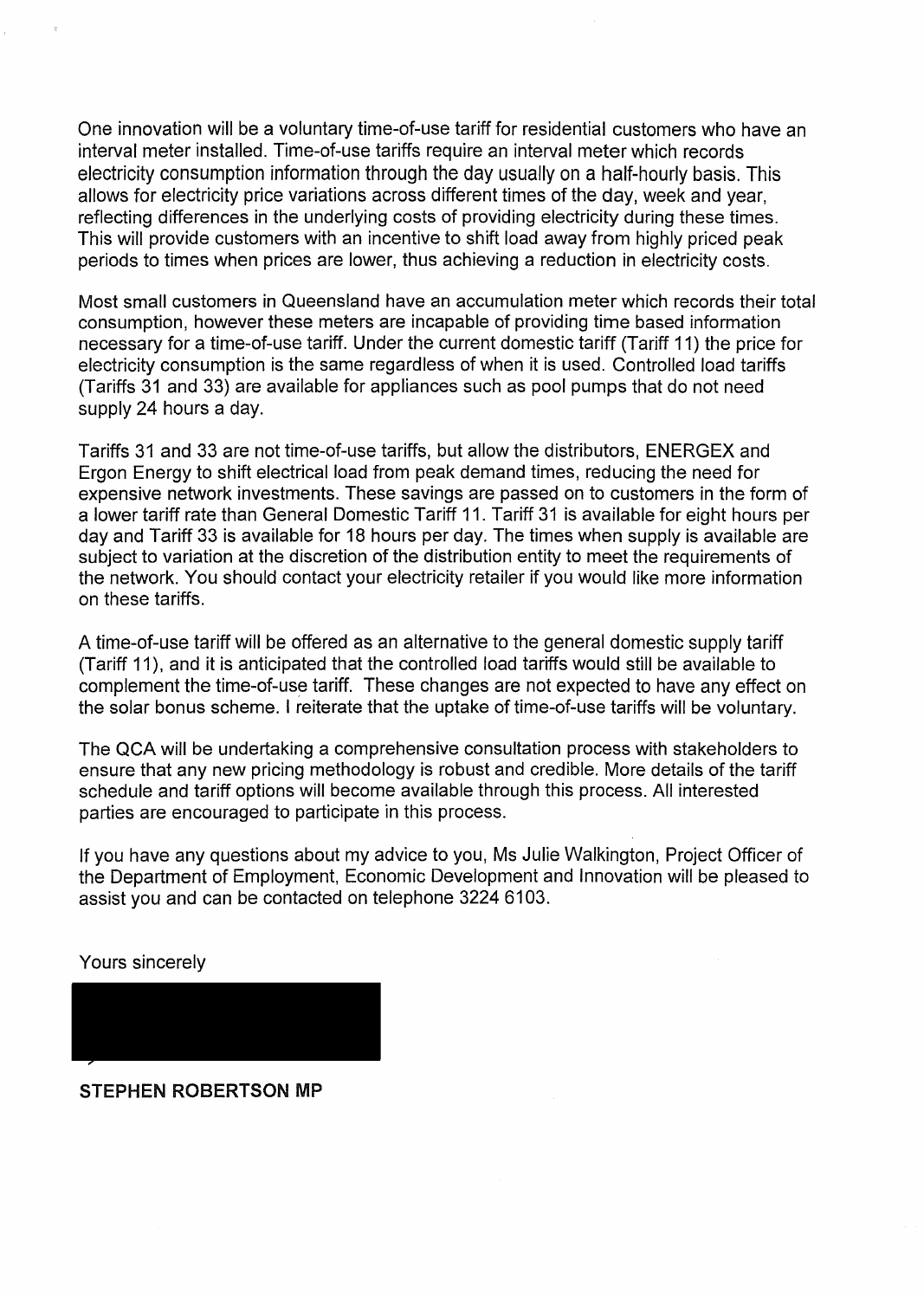One innovation will be a voluntary time-of-use tariff for residential customers who have an interval meter installed. Time-of-use tariffs require an interval meter which records electricity consumption information through the day usually on a half-hourly basis. This allows for electricity price variations across different times of the day, week and year, reflecting differences in the underlying costs of providing electricity during these times. This will provide customers with an incentive to shift load away from highly priced peak periods to times when prices are lower, thus achieving a reduction in electricity costs.

Most small customers in Queensland have an accumulation meter which records their total consumption, however these meters are incapable of providing time based information necessary for a time-of-use tariff. Under the current domestic tariff (Tariff 11) the price for electricity consumption is the same regardless of when it is used. Controlled load tariffs (Tariffs 31 and 33) are available for appliances such as pool pumps that do not need supply 24 hours a day.

Tariffs 31 and 33 are not time-of-use tariffs, but allow the distributors, ENERGEX and Ergon Energy to shift electrical load from peak demand times, reducing the need for expensive network investments. These savings are passed on to customers in the form of a lower tariff rate than General Domestic Tariff 11. Tariff 31 is available for eight hours per day and Tariff 33 is available for 18 hours per day. The times when supply is available are subject to variation at the discretion of the distribution entity to meet the requirements of the network. You should contact your electricity retailer if you would like more information on these tariffs.

A time-of-use tariff will be offered as an alternative to the general domestic supply tariff (Tariff 11), and it is anticipated that the controlled load tariffs would still be available to complement the time-of-use tariff. These changes are not expected to have any effect on the solar bonus scheme. I reiterate that the uptake of time-of-use tariffs will be voluntary.

The QCA will be undertaking a comprehensive consultation process with stakeholders to ensure that any new pricing methodology is robust and credible. More details of the tariff schedule and tariff options will become available through this process. All interested parties are encouraged to participate in this process.

If you have any questions about my advice to you, Ms Julie Walkington, Project Officer of the Department of Employment, Economic Development and Innovation will be pleased to assist you and can be contacted on telephone 3224 6103.

Yours sincerely

**STEPHEN ROBERTSON MP**